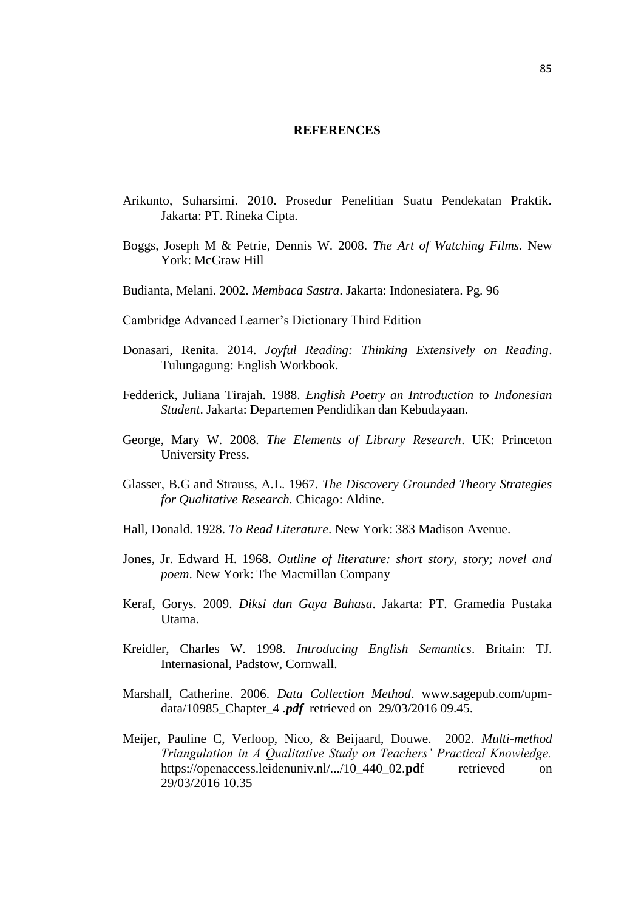# REFERENCES

Arikunto, Suharsimi. 2010. Prosedur Penelitian Suatu Pendekatan Praktik. Jakarta: PT. Rineka Cipta.

Boggs, Joseph M & Petrie, Dennis W. 2008. *The Art of Watching Films.* New York: McGraw Hill

Budianta, Melani. 2002. *Membaca Sastra*. Jakarta: Indonesiatera. Pg. 96

Cambridge Advanced Learner's Dictionary Third Edition

Donasari, Renita. 2014. *Joyful Reading: Thinking Extensively on Reading*. Tulungagung: English Workbook.

Fedderick, Juliana Tirajah. 1988. *English Poetry an Introduction to Indonesian Student*. Jakarta: Departemen Pendidikan dan Kebudayaan.

George, Mary W. 2008. *The Elements of Library Research*. UK: Princeton University Press.

Glasser, B.G and Strauss, A.L. 1967. *The Discovery Grounded Theory Strategies for Qualitative Research.* Chicago: Aldine.

Hall, Donald. 1928. *To Read Literature*. New York: 383 Madison Avenue.

Jones, Jr. Edward H. 1968. *Outline of literature: short story, story; novel and poem*. New York: The Macmillan Company

Keraf, Gorys. 2009. *Diksi dan Gaya Bahasa*. Jakarta: PT. Gramedia Pustaka Utama.

Kreidler, Charles W. 1998. *Introducing English Semantics*. Britain: TJ. Internasional, Padstow, Cornwall.

Marshall, Catherine. 2006. *Data Collection Method*. www.sagepub.com/upm-data/10985_Chapter_4 .***pdf*** retrieved on 29/03/2016 09.45.

Meijer, Pauline C, Verloop, Nico, & Beijaard, Douwe. 2002. *Multi-method Triangulation in A Qualitative Study on Teachers' Practical Knowledge.* https://openaccess.leidenuniv.nl/.../10_440_02.**pd**f retrieved on 29/03/2016 10.35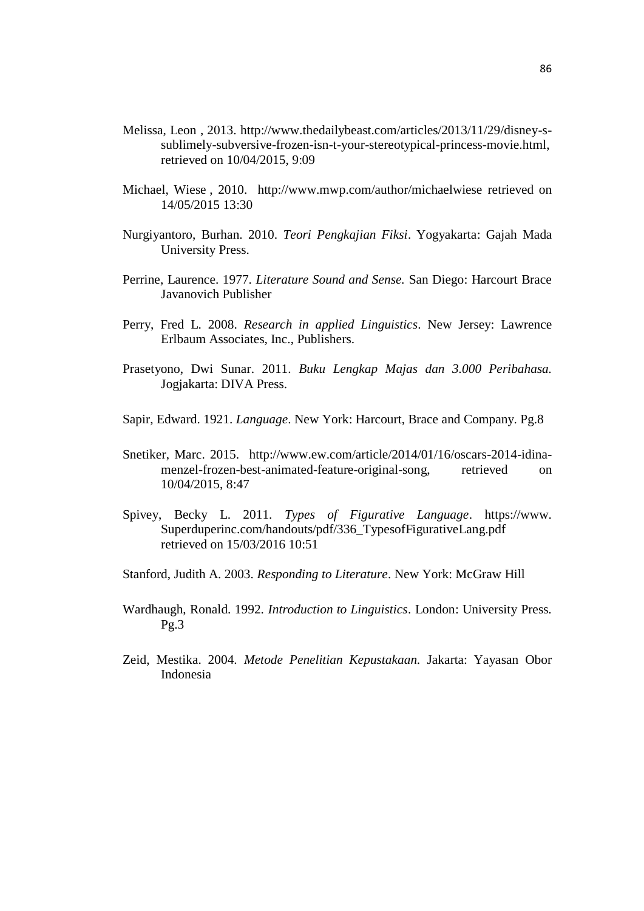Melissa, Leon , 2013. http://www.thedailybeast.com/articles/2013/11/29/disney-s-sublimely-subversive-frozen-isn-t-your-stereotypical-princess-movie.html, retrieved on 10/04/2015, 9:09

Michael, Wiese , 2010. http://www.mwp.com/author/michaelwiese retrieved on 14/05/2015 13:30

Nurgiyantoro, Burhan. 2010. *Teori Pengkajian Fiksi*. Yogyakarta: Gajah Mada University Press.

Perrine, Laurence. 1977. *Literature Sound and Sense.* San Diego: Harcourt Brace Javanovich Publisher

Perry, Fred L. 2008. *Research in applied Linguistics*. New Jersey: Lawrence Erlbaum Associates, Inc., Publishers.

Prasetyono, Dwi Sunar. 2011. *Buku Lengkap Majas dan 3.000 Peribahasa.* Jogjakarta: DIVA Press.

Sapir, Edward. 1921. *Language*. New York: Harcourt, Brace and Company. Pg.8

Snetiker, Marc. 2015. http://www.ew.com/article/2014/01/16/oscars-2014-idina-menzel-frozen-best-animated-feature-original-song, retrieved on 10/04/2015, 8:47

Spivey, Becky L. 2011. *Types of Figurative Language*. https://www. Superduperinc.com/handouts/pdf/336_TypesofFigurativeLang.pdf retrieved on 15/03/2016 10:51

Stanford, Judith A. 2003. *Responding to Literature*. New York: McGraw Hill

Wardhaugh, Ronald. 1992. *Introduction to Linguistics*. London: University Press. Pg.3

Zeid, Mestika. 2004. *Metode Penelitian Kepustakaan.* Jakarta: Yayasan Obor Indonesia